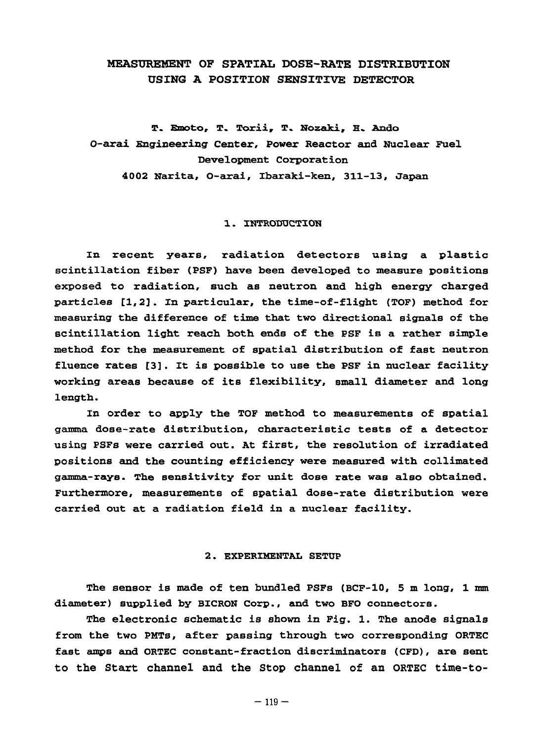# MEASUREMENT OF SPATIAL DOSE-RATE DISTRIBUTION USING A POSITION SENSITIVE DETECTOR

**T. Emoto, T. Torii, T. Nozaki, H. Ando**
**O-arai Engineering Center, Power Reactor and Nuclear Fuel Development Corporation**
**4002 Narita, O-arai, Ibaraki-ken, 311-13, Japan**

## 1. INTRODUCTION

In recent years, radiation detectors using a plastic scintillation fiber (PSF) have been developed to measure positions exposed to radiation, such as neutron and high energy charged particles [1,2]. In particular, the time-of-flight (TOF) method for measuring the difference of time that two directional signals of the scintillation light reach both ends of the PSF is a rather simple method for the measurement of spatial distribution of fast neutron fluence rates [3]. It is possible to use the PSF in nuclear facility working areas because of its flexibility, small diameter and long length.

In order to apply the TOF method to measurements of spatial gamma dose-rate distribution, characteristic tests of a detector using PSFs were carried out. At first, the resolution of irradiated positions and the counting efficiency were measured with collimated gamma-rays. The sensitivity for unit dose rate was also obtained. Furthermore, measurements of spatial dose-rate distribution were carried out at a radiation field in a nuclear facility.

## 2. EXPERIMENTAL SETUP

The sensor is made of ten bundled PSFs (BCF-10, 5 m long, 1 mm diameter) supplied by BICRON Corp., and two BFO connectors.

The electronic schematic is shown in Fig. 1. The anode signals from the two PMTs, after passing through two corresponding ORTEC fast amps and ORTEC constant-fraction discriminators (CFD), are sent to the Start channel and the Stop channel of an ORTEC time-to-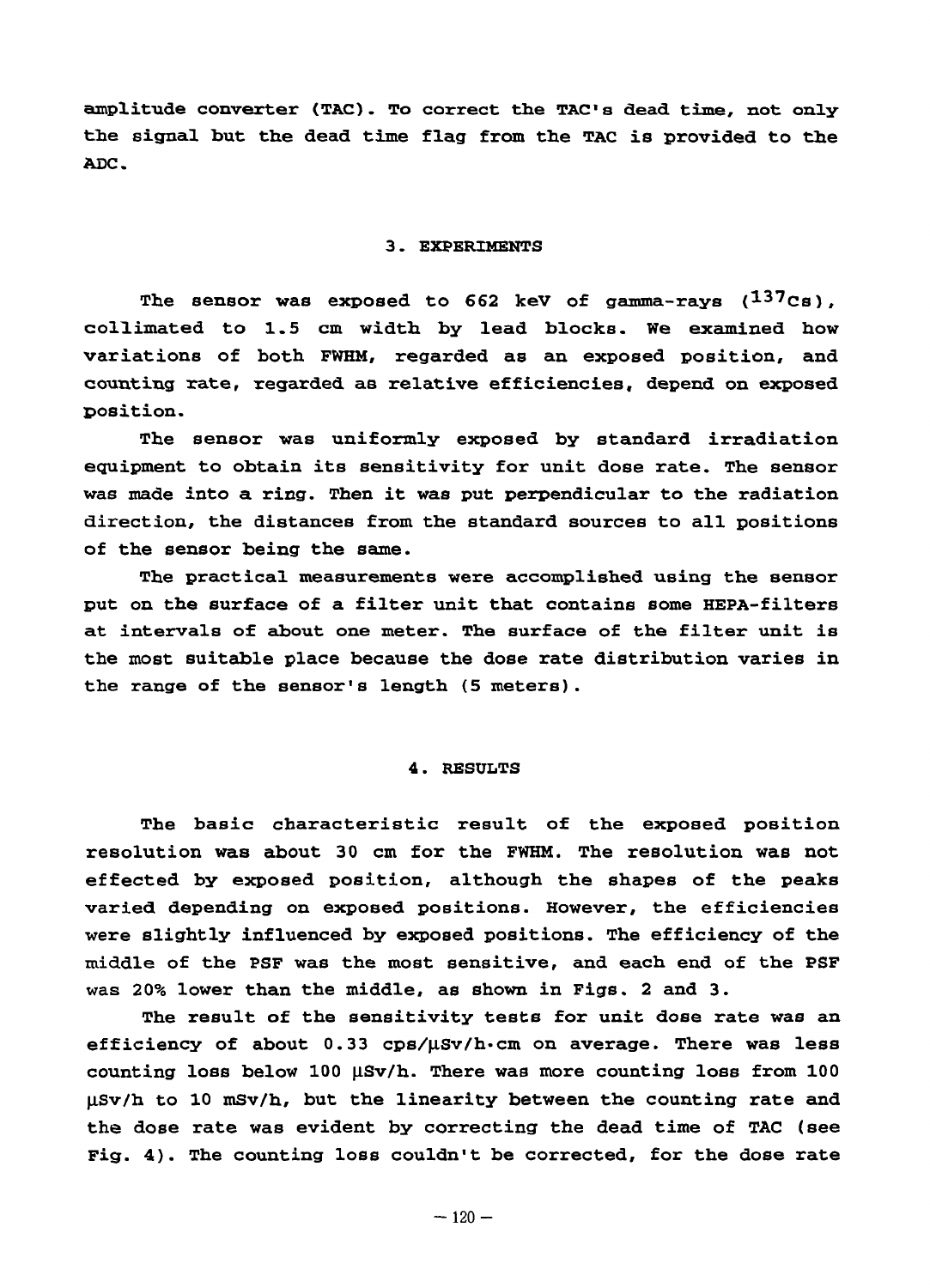amplitude converter (TAC). To correct the TAC's dead time, not only the signal but the dead time flag from the TAC is provided to the ADC.

## 3. EXPERIMENTS

The sensor was exposed to 662 keV of gamma-rays ($^{137}Cs$), collimated to 1.5 cm width by lead blocks. We examined how variations of both FWHM, regarded as an exposed position, and counting rate, regarded as relative efficiencies, depend on exposed position.

The sensor was uniformly exposed by standard irradiation equipment to obtain its sensitivity for unit dose rate. The sensor was made into a ring. Then it was put perpendicular to the radiation direction, the distances from the standard sources to all positions of the sensor being the same.

The practical measurements were accomplished using the sensor put on the surface of a filter unit that contains some HEPA-filters at intervals of about one meter. The surface of the filter unit is the most suitable place because the dose rate distribution varies in the range of the sensor's length (5 meters).

## 4. RESULTS

The basic characteristic result of the exposed position resolution was about 30 cm for the FWHM. The resolution was not effected by exposed position, although the shapes of the peaks varied depending on exposed positions. However, the efficiencies were slightly influenced by exposed positions. The efficiency of the middle of the PSF was the most sensitive, and each end of the PSF was 20% lower than the middle, as shown in Figs. 2 and 3.

The result of the sensitivity tests for unit dose rate was an efficiency of about 0.33 cps/μSv/h·cm on average. There was less counting loss below 100 μSv/h. There was more counting loss from 100 μSv/h to 10 mSv/h, but the linearity between the counting rate and the dose rate was evident by correcting the dead time of TAC (see Fig. 4). The counting loss couldn't be corrected, for the dose rate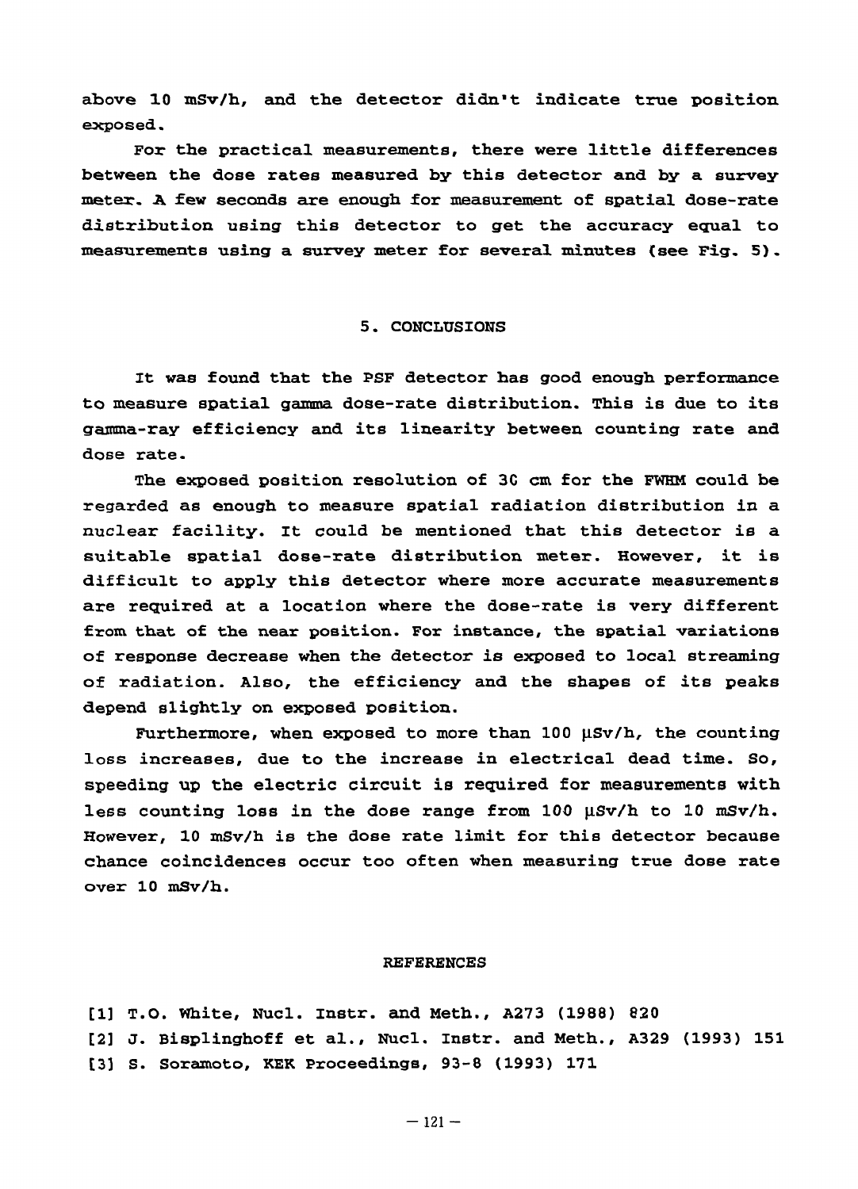above 10 mSv/h, and the detector didn't indicate true position exposed.

For the practical measurements, there were little differences between the dose rates measured by this detector and by a survey meter. A few seconds are enough for measurement of spatial dose-rate distribution using this detector to get the accuracy equal to measurements using a survey meter for several minutes (see Fig. 5).

## 5. CONCLUSIONS

It was found that the PSF detector has good enough performance to measure spatial gamma dose-rate distribution. This is due to its gamma-ray efficiency and its linearity between counting rate and dose rate.

The exposed position resolution of 3C cm for the FWHM could be regarded as enough to measure spatial radiation distribution in a nuclear facility. It could be mentioned that this detector is a suitable spatial dose-rate distribution meter. However, it is difficult to apply this detector where more accurate measurements are required at a location where the dose-rate is very different from that of the near position. For instance, the spatial variations of response decrease when the detector is exposed to local streaming of radiation. Also, the efficiency and the shapes of its peaks depend slightly on exposed position.

Furthermore, when exposed to more than 100 μSv/h, the counting loss increases, due to the increase in electrical dead time. So, speeding up the electric circuit is required for measurements with less counting loss in the dose range from 100 μSv/h to 10 mSv/h. However, 10 mSv/h is the dose rate limit for this detector because chance coincidences occur too often when measuring true dose rate over 10 mSv/h.

## REFERENCES

[1] T.O. White, Nucl. Instr. and Meth., A273 (1988) 820

[2] J. Bisplinghoff et al., Nucl. Instr. and Meth., A329 (1993) 151

[3] S. Soramoto, KEK Proceedings, 93-8 (1993) 171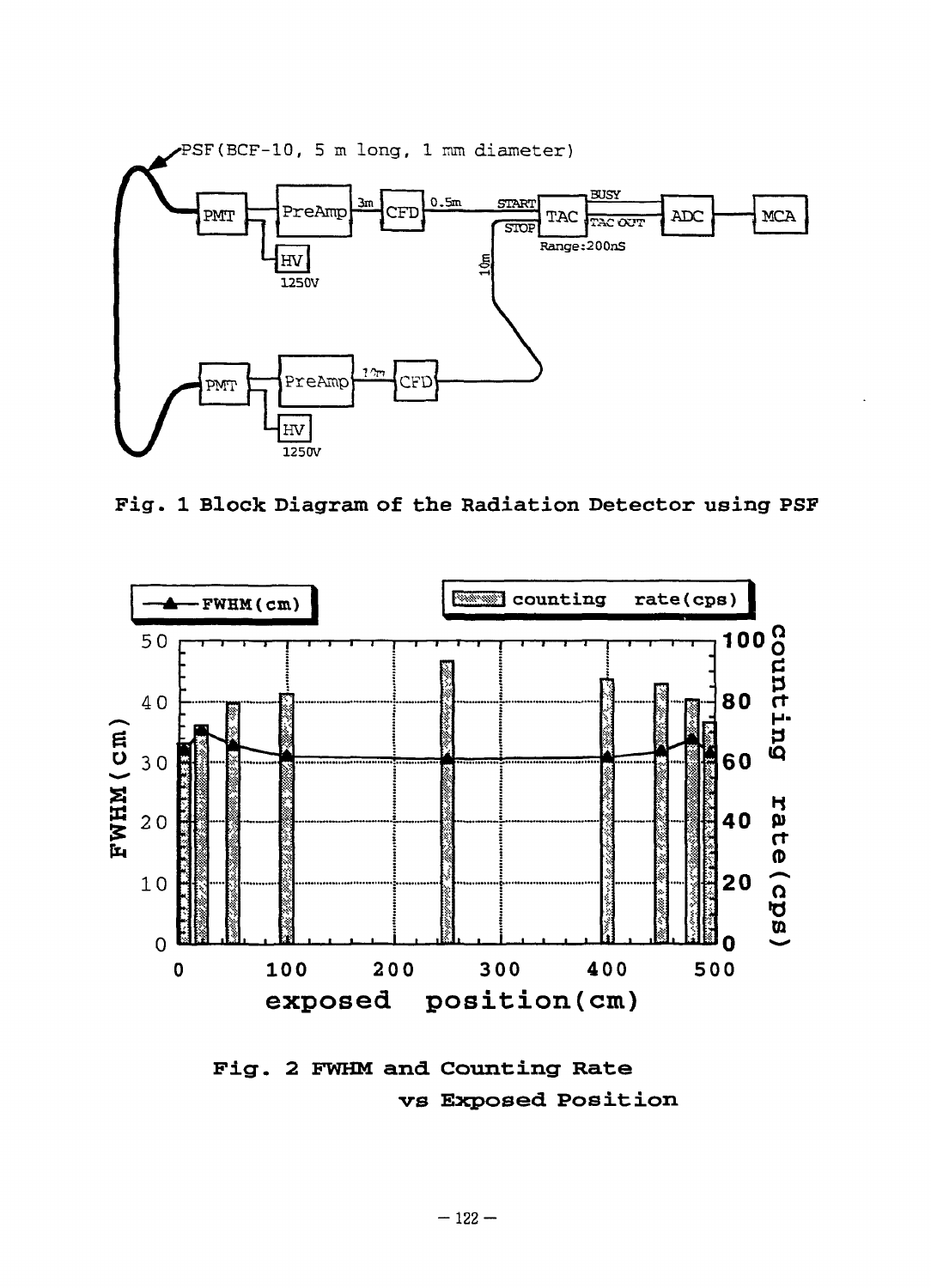Fig. 1 Block Diagram of the Radiation Detector using PSF

Fig. 2 FWHM and Counting Rate vs Exposed Position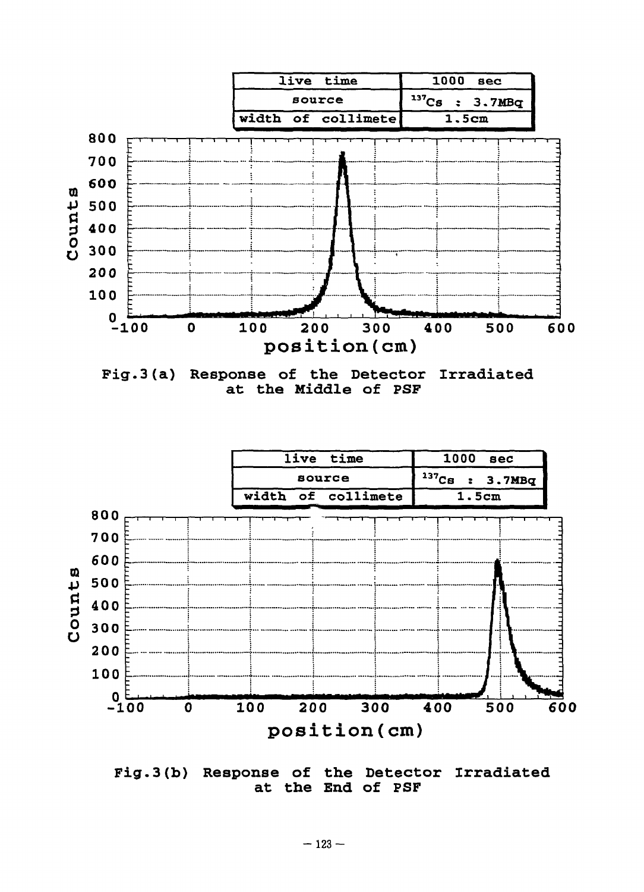| live time | 1000 sec |
| --- | --- |
| source | $^{137}Cs$ : 3.7MBq |
| width of collimete | 1.5cm |

Fig.3(a) Response of the Detector Irradiated at the Middle of PSF

| live time | 1000 sec |
| --- | --- |
| source | $^{137}Cs$ : 3.7MBq |
| width of collimete | 1.5cm |

Fig.3(b) Response of the Detector Irradiated at the End of PSF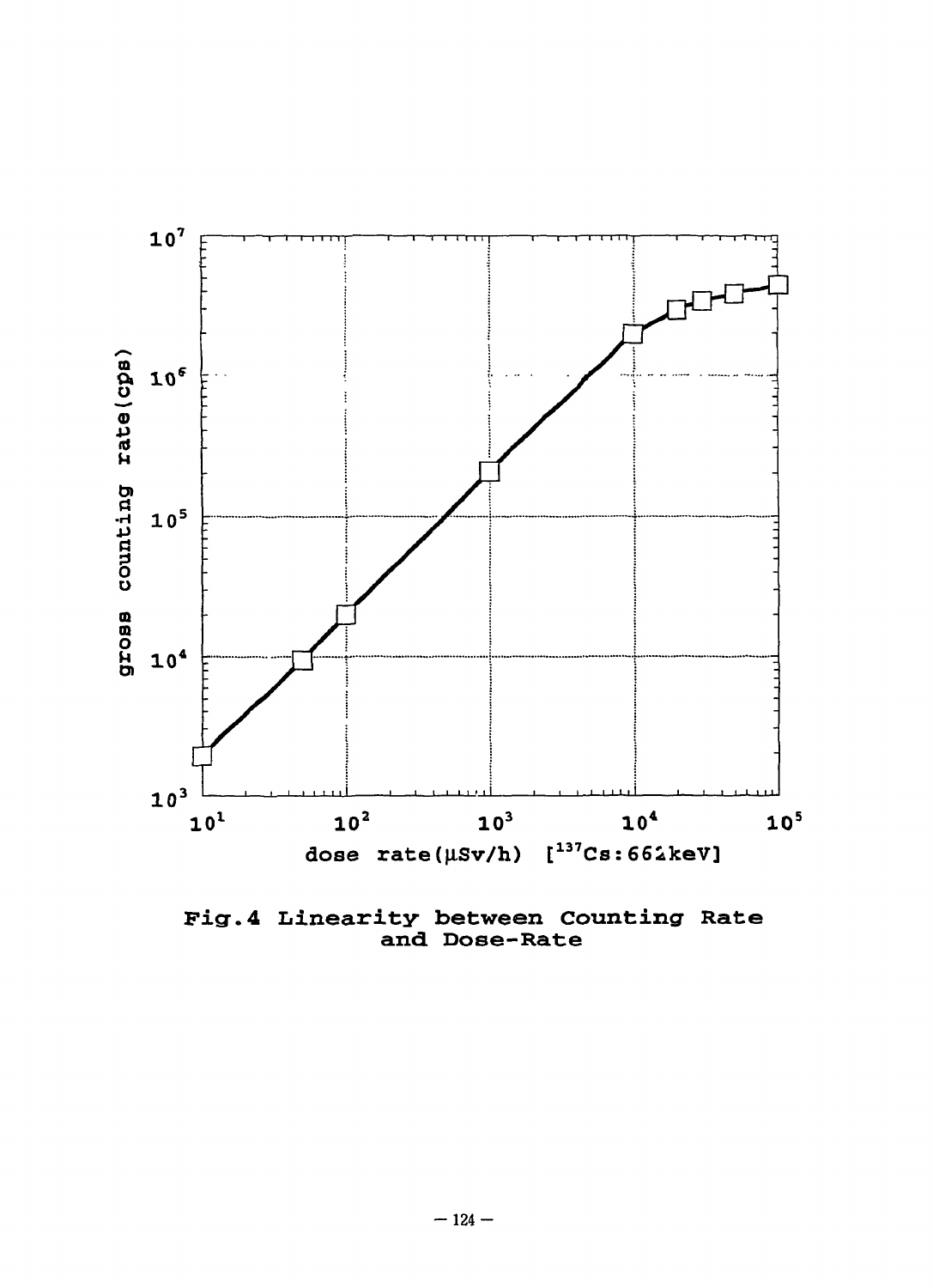Fig.4 Linearity between Counting Rate and Dose-Rate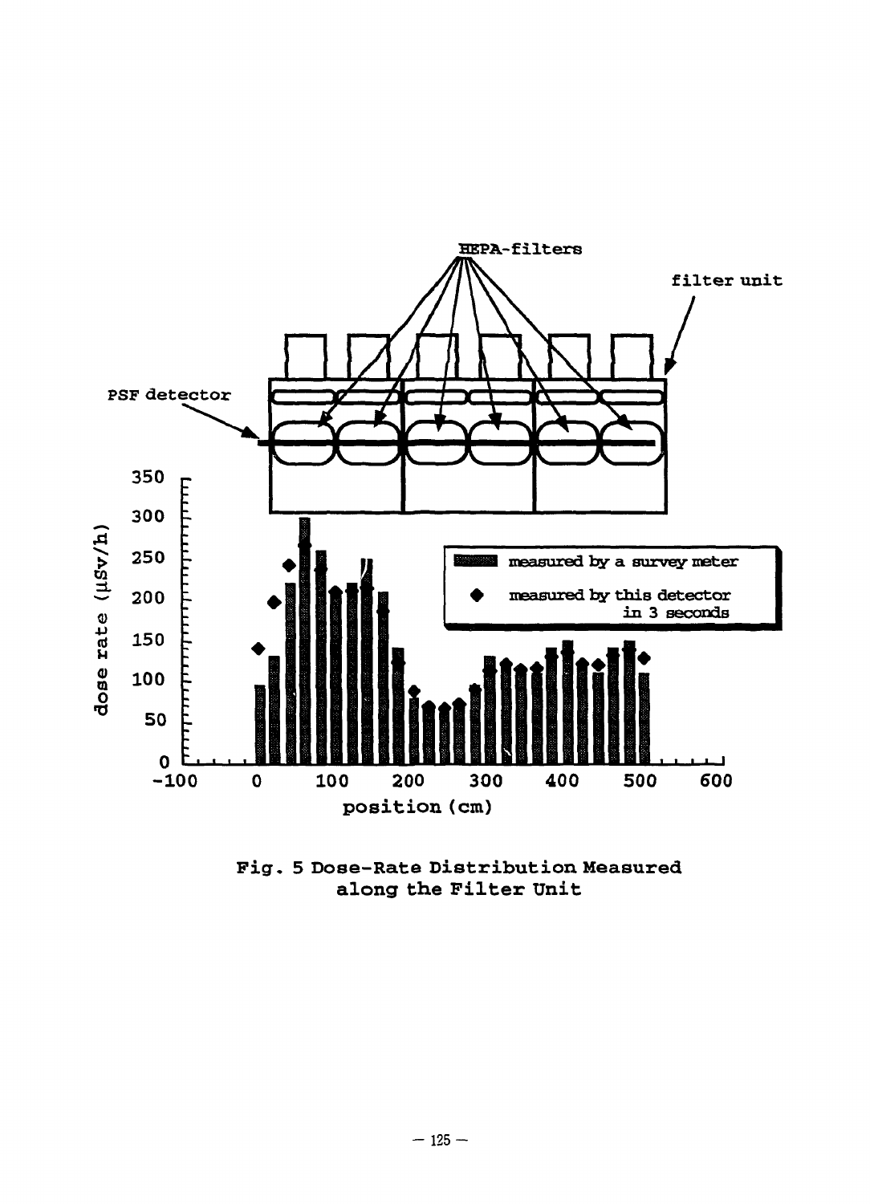HEPA-filters

filter unit

PSF detector

350

300

250

200

150

100

50

0

-100

0

100

200

300

400

500

600

dose rate (μSv/h)

position (cm)

measured by a survey meter

measured by this detector in 3 seconds

Fig. 5 Dose-Rate Distribution Measured along the Filter Unit